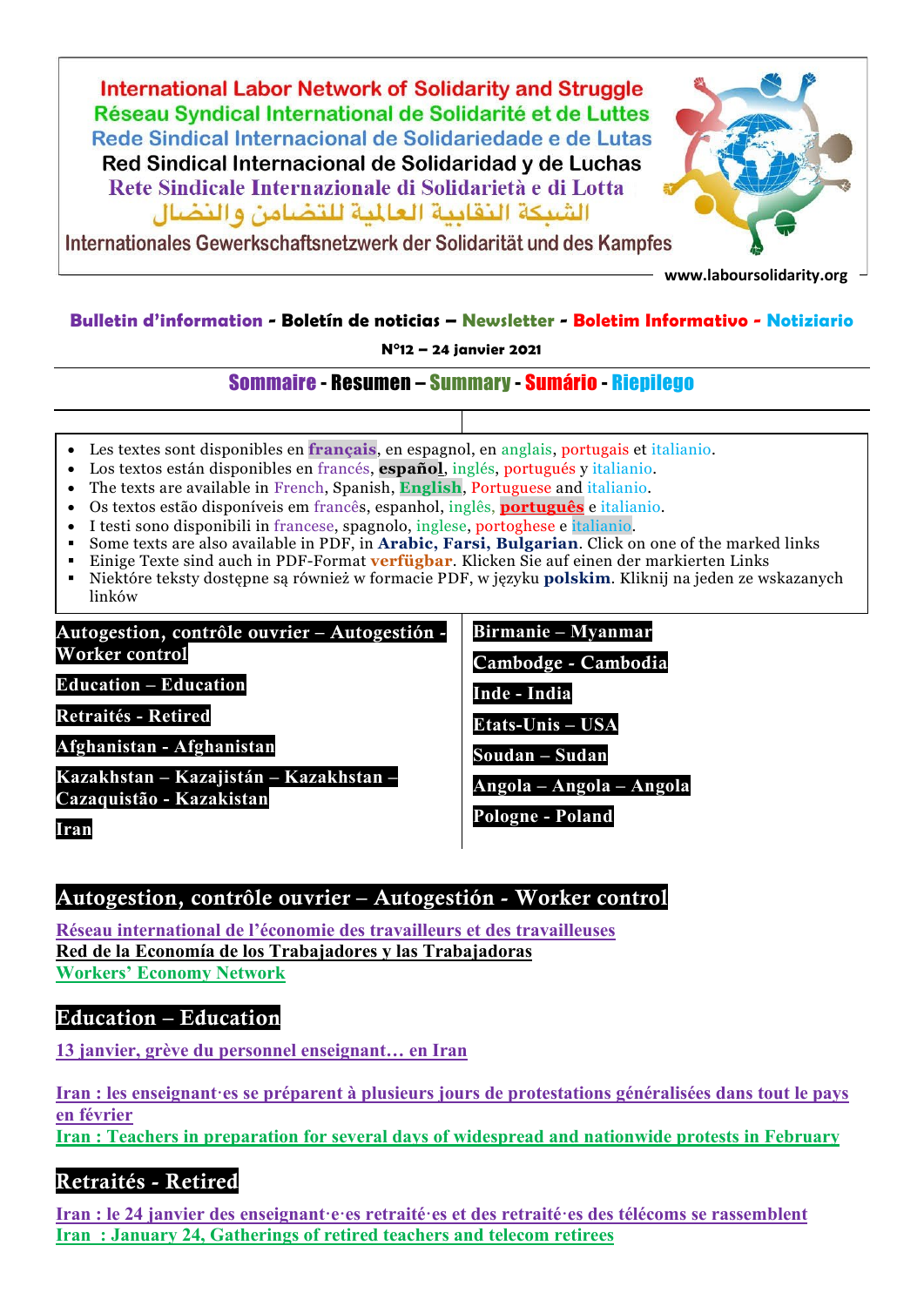International Labor Network of Solidarity and Struggle
Réseau Syndical International de Solidarité et de Luttes
Rede Sindical Internacional de Solidariedade e de Lutas
Red Sindical Internacional de Solidaridad y de Luchas
Rete Sindicale Internazionale di Solidarietà e di Lotta
الشبكة النقابية العالمية للتضامن والنضال
Internationales Gewerkschaftsnetzwerk der Solidarität und des Kampfes

www.laboursolidarity.org

**Bulletin d'information - Boletín de noticias – Newsletter - Boletim Informativo - Notiziario**

**N°12 – 24 janvier 2021**

## Sommaire - Resumen – Summary - Sumário - Riepilego

- Les textes sont disponibles en **français**, en espagnol, en anglais, portugais et italiano.
- Los textos están disponibles en francés, **español**, inglés, portugués y italiano.
- The texts are available in French, Spanish, **English**, Portuguese and italiano.
- Os textos estão disponíveis em francês, espanhol, inglês, **português** e italiano.
- I testi sono disponibili in francese, spagnolo, inglese, portoghese e italiano.
- Some texts are also available in PDF, in **Arabic**, **Farsi**, **Bulgarian**. Click on one of the marked links
- Einige Texte sind auch in PDF-Format **verfügbar**. Klicken Sie auf einen der markierten Links
- Niektóre teksty dostępne są również w formacie PDF, w języku **polskim**. Kliknij na jeden ze wskazanych linków

**Autogestion, contrôle ouvrier – Autogestión - Worker control**
**Education – Education**
**Retraités - Retired**
**Afghanistan - Afghanistan**
**Kazakhstan – Kazajistán – Kazakhstan – Cazaquistão - Kazakistan**
**Iran**
**Birmanie – Myanmar**
**Cambodge - Cambodia**
**Inde - India**
**Etats-Unis – USA**
**Soudan – Sudan**
**Angola – Angola – Angola**
**Pologne - Poland**

## Autogestion, contrôle ouvrier – Autogestión - Worker control

Réseau international de l'économie des travailleurs et des travailleuses
Red de la Economía de los Trabajadores y las Trabajadoras
Workers' Economy Network

## Education – Education

13 janvier, grève du personnel enseignant… en Iran

Iran : les enseignant·es se préparent à plusieurs jours de protestations généralisées dans tout le pays en février
Iran : Teachers in preparation for several days of widespread and nationwide protests in February

## Retraités - Retired

Iran : le 24 janvier des enseignant·e·es retraité·es et des retraité·es des télécoms se rassemblent
Iran : January 24, Gatherings of retired teachers and telecom retirees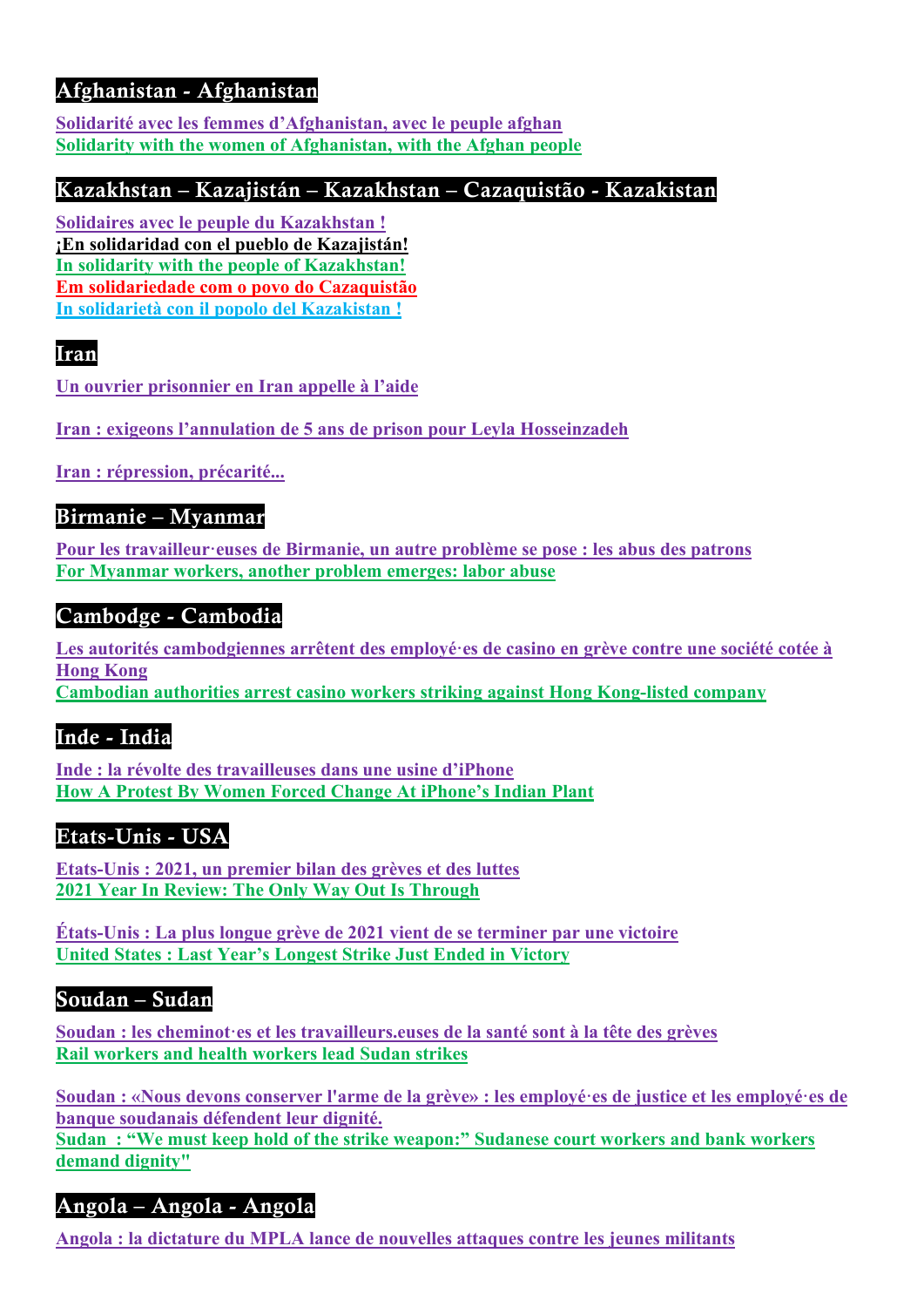## Afghanistan - Afghanistan

Solidarité avec les femmes d'Afghanistan, avec le peuple afghan
Solidarity with the women of Afghanistan, with the Afghan people

## Kazakhstan – Kazajistán – Kazakhstan – Cazaquistão - Kazakistan

Solidaires avec le peuple du Kazakhstan !
¡En solidaridad con el pueblo de Kazajistán!
In solidarity with the people of Kazakhstan!
Em solidariedade com o povo do Cazaquistão
In solidarietà con il popolo del Kazakistan !

## Iran

Un ouvrier prisonnier en Iran appelle à l'aide

Iran : exigeons l'annulation de 5 ans de prison pour Leyla Hosseinzadeh

Iran : répression, précarité...

## Birmanie – Myanmar

Pour les travailleur·euses de Birmanie, un autre problème se pose : les abus des patrons
For Myanmar workers, another problem emerges: labor abuse

## Cambodge - Cambodia

Les autorités cambodgiennes arrêtent des employé·es de casino en grève contre une société cotée à Hong Kong
Cambodian authorities arrest casino workers striking against Hong Kong-listed company

## Inde - India

Inde : la révolte des travailleuses dans une usine d'iPhone
How A Protest By Women Forced Change At iPhone's Indian Plant

## Etats-Unis - USA

Etats-Unis : 2021, un premier bilan des grèves et des luttes
2021 Year In Review: The Only Way Out Is Through

États-Unis : La plus longue grève de 2021 vient de se terminer par une victoire
United States : Last Year's Longest Strike Just Ended in Victory

## Soudan – Sudan

Soudan : les cheminot·es et les travailleurs.euses de la santé sont à la tête des grèves
Rail workers and health workers lead Sudan strikes

Soudan : «Nous devons conserver l'arme de la grève» : les employé·es de justice et les employé·es de banque soudanais défendent leur dignité.
Sudan : "We must keep hold of the strike weapon:" Sudanese court workers and bank workers demand dignity"

## Angola – Angola - Angola

Angola : la dictature du MPLA lance de nouvelles attaques contre les jeunes militants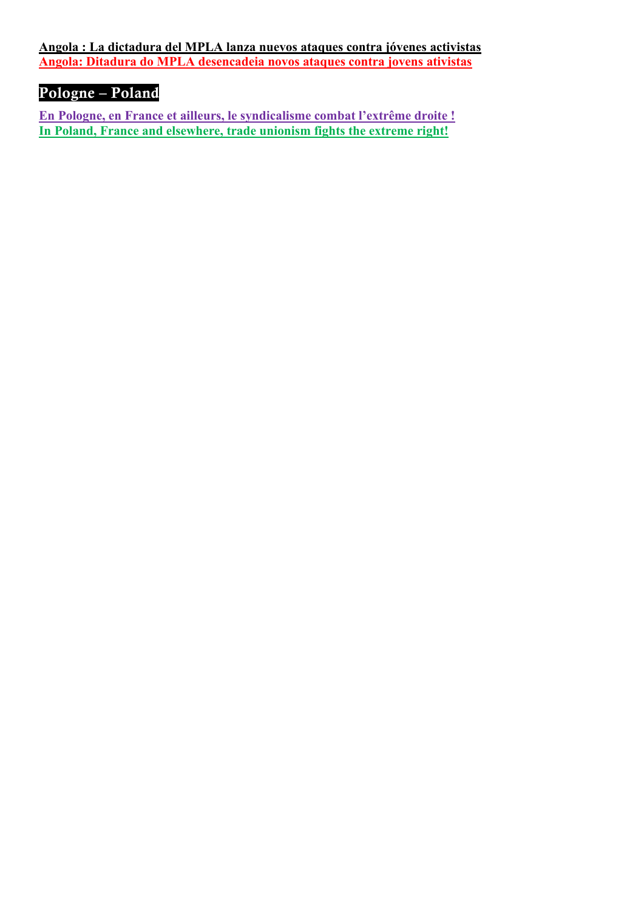**Angola : La dictadura del MPLA lanza nuevos ataques contra jóvenes activistas**
**Angola: Ditadura do MPLA desencadeia novos ataques contra jovens ativistas**

## Pologne – Poland

**En Pologne, en France et ailleurs, le syndicalisme combat l'extrême droite !**
**In Poland, France and elsewhere, trade unionism fights the extreme right!**